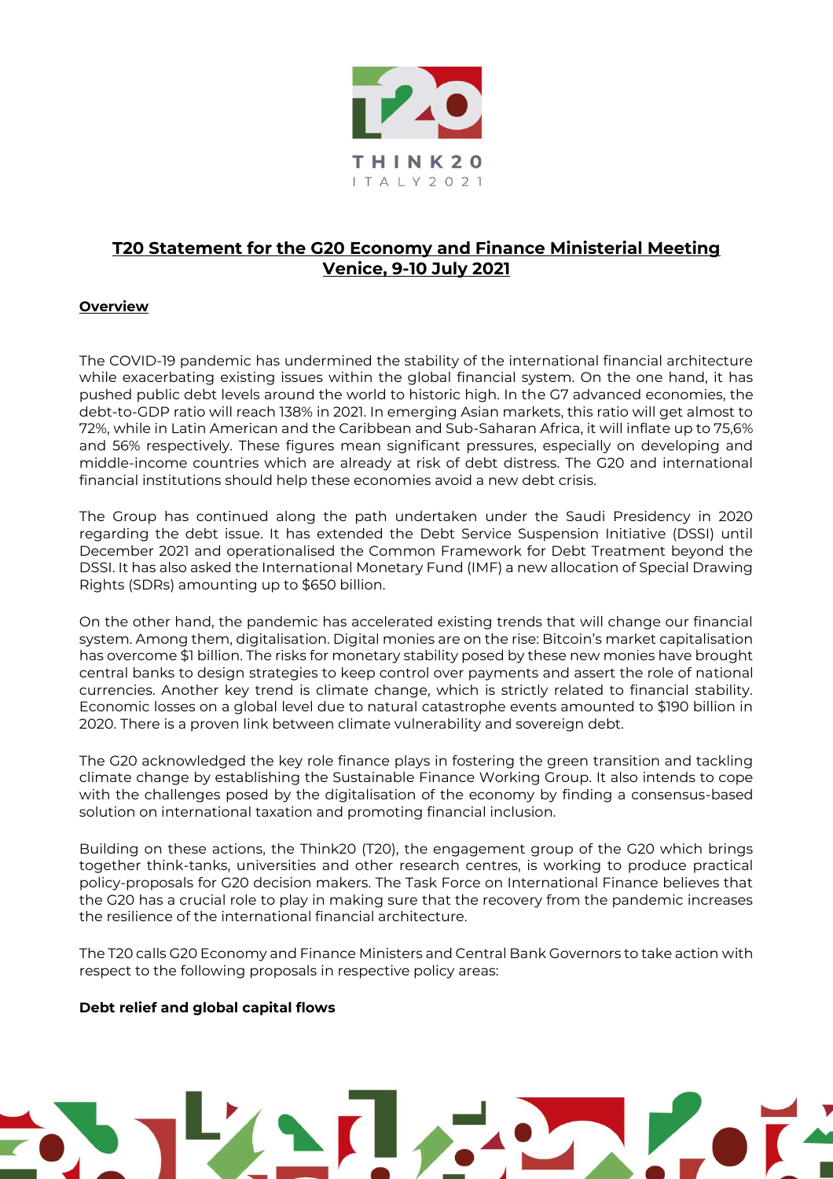# T20 Statement for the G20 Economy and Finance Ministerial Meeting Venice, 9-10 July 2021

## Overview

The COVID-19 pandemic has undermined the stability of the international financial architecture while exacerbating existing issues within the global financial system. On the one hand, it has pushed public debt levels around the world to historic high. In the G7 advanced economies, the debt-to-GDP ratio will reach 138% in 2021. In emerging Asian markets, this ratio will get almost to 72%, while in Latin American and the Caribbean and Sub-Saharan Africa, it will inflate up to 75,6% and 56% respectively. These figures mean significant pressures, especially on developing and middle-income countries which are already at risk of debt distress. The G20 and international financial institutions should help these economies avoid a new debt crisis.

The Group has continued along the path undertaken under the Saudi Presidency in 2020 regarding the debt issue. It has extended the Debt Service Suspension Initiative (DSSI) until December 2021 and operationalised the Common Framework for Debt Treatment beyond the DSSI. It has also asked the International Monetary Fund (IMF) a new allocation of Special Drawing Rights (SDRs) amounting up to $650 billion.

On the other hand, the pandemic has accelerated existing trends that will change our financial system. Among them, digitalisation. Digital monies are on the rise: Bitcoin's market capitalisation has overcome $1 billion. The risks for monetary stability posed by these new monies have brought central banks to design strategies to keep control over payments and assert the role of national currencies. Another key trend is climate change, which is strictly related to financial stability. Economic losses on a global level due to natural catastrophe events amounted to $190 billion in 2020. There is a proven link between climate vulnerability and sovereign debt.

The G20 acknowledged the key role finance plays in fostering the green transition and tackling climate change by establishing the Sustainable Finance Working Group. It also intends to cope with the challenges posed by the digitalisation of the economy by finding a consensus-based solution on international taxation and promoting financial inclusion.

Building on these actions, the Think20 (T20), the engagement group of the G20 which brings together think-tanks, universities and other research centres, is working to produce practical policy-proposals for G20 decision makers. The Task Force on International Finance believes that the G20 has a crucial role to play in making sure that the recovery from the pandemic increases the resilience of the international financial architecture.

The T20 calls G20 Economy and Finance Ministers and Central Bank Governors to take action with respect to the following proposals in respective policy areas:

### Debt relief and global capital flows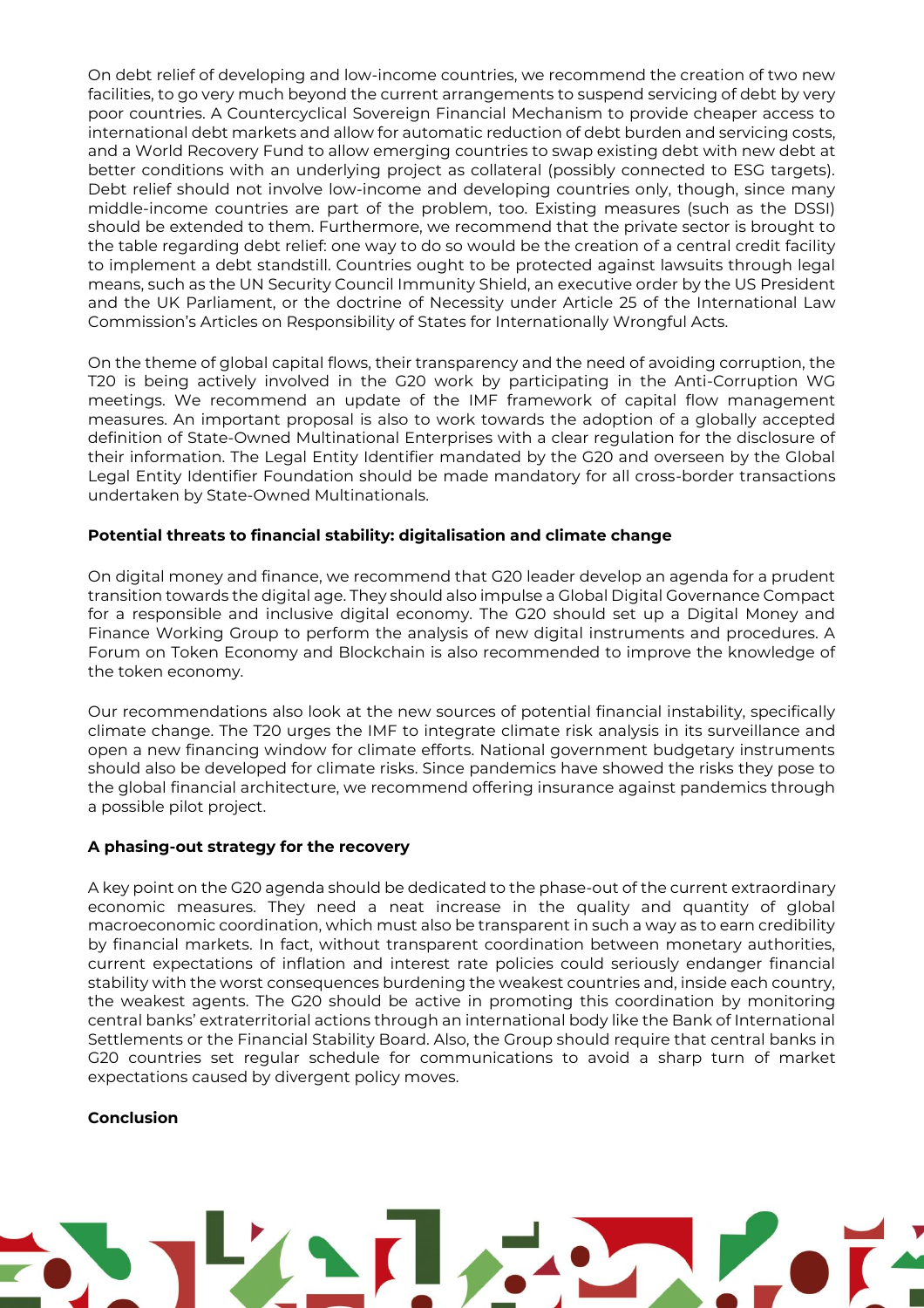On debt relief of developing and low-income countries, we recommend the creation of two new facilities, to go very much beyond the current arrangements to suspend servicing of debt by very poor countries. A Countercyclical Sovereign Financial Mechanism to provide cheaper access to international debt markets and allow for automatic reduction of debt burden and servicing costs, and a World Recovery Fund to allow emerging countries to swap existing debt with new debt at better conditions with an underlying project as collateral (possibly connected to ESG targets). Debt relief should not involve low-income and developing countries only, though, since many middle-income countries are part of the problem, too. Existing measures (such as the DSSI) should be extended to them. Furthermore, we recommend that the private sector is brought to the table regarding debt relief: one way to do so would be the creation of a central credit facility to implement a debt standstill. Countries ought to be protected against lawsuits through legal means, such as the UN Security Council Immunity Shield, an executive order by the US President and the UK Parliament, or the doctrine of Necessity under Article 25 of the International Law Commission's Articles on Responsibility of States for Internationally Wrongful Acts.

On the theme of global capital flows, their transparency and the need of avoiding corruption, the T20 is being actively involved in the G20 work by participating in the Anti-Corruption WG meetings. We recommend an update of the IMF framework of capital flow management measures. An important proposal is also to work towards the adoption of a globally accepted definition of State-Owned Multinational Enterprises with a clear regulation for the disclosure of their information. The Legal Entity Identifier mandated by the G20 and overseen by the Global Legal Entity Identifier Foundation should be made mandatory for all cross-border transactions undertaken by State-Owned Multinationals.

**Potential threats to financial stability: digitalisation and climate change**

On digital money and finance, we recommend that G20 leader develop an agenda for a prudent transition towards the digital age. They should also impulse a Global Digital Governance Compact for a responsible and inclusive digital economy. The G20 should set up a Digital Money and Finance Working Group to perform the analysis of new digital instruments and procedures. A Forum on Token Economy and Blockchain is also recommended to improve the knowledge of the token economy.

Our recommendations also look at the new sources of potential financial instability, specifically climate change. The T20 urges the IMF to integrate climate risk analysis in its surveillance and open a new financing window for climate efforts. National government budgetary instruments should also be developed for climate risks. Since pandemics have showed the risks they pose to the global financial architecture, we recommend offering insurance against pandemics through a possible pilot project.

**A phasing-out strategy for the recovery**

A key point on the G20 agenda should be dedicated to the phase-out of the current extraordinary economic measures. They need a neat increase in the quality and quantity of global macroeconomic coordination, which must also be transparent in such a way as to earn credibility by financial markets. In fact, without transparent coordination between monetary authorities, current expectations of inflation and interest rate policies could seriously endanger financial stability with the worst consequences burdening the weakest countries and, inside each country, the weakest agents. The G20 should be active in promoting this coordination by monitoring central banks' extraterritorial actions through an international body like the Bank of International Settlements or the Financial Stability Board. Also, the Group should require that central banks in G20 countries set regular schedule for communications to avoid a sharp turn of market expectations caused by divergent policy moves.

**Conclusion**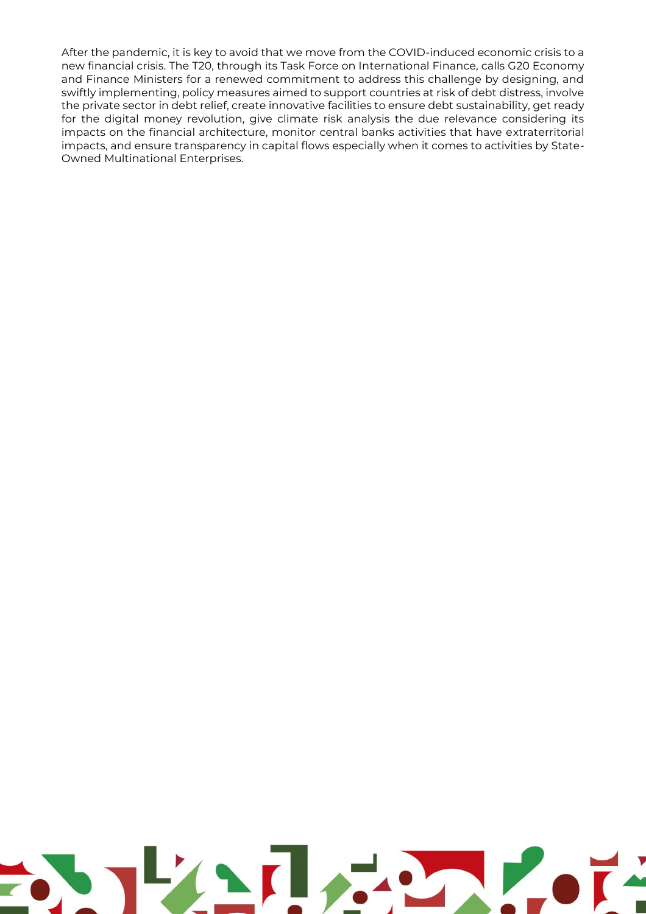After the pandemic, it is key to avoid that we move from the COVID-induced economic crisis to a new financial crisis. The T20, through its Task Force on International Finance, calls G20 Economy and Finance Ministers for a renewed commitment to address this challenge by designing, and swiftly implementing, policy measures aimed to support countries at risk of debt distress, involve the private sector in debt relief, create innovative facilities to ensure debt sustainability, get ready for the digital money revolution, give climate risk analysis the due relevance considering its impacts on the financial architecture, monitor central banks activities that have extraterritorial impacts, and ensure transparency in capital flows especially when it comes to activities by State-Owned Multinational Enterprises.